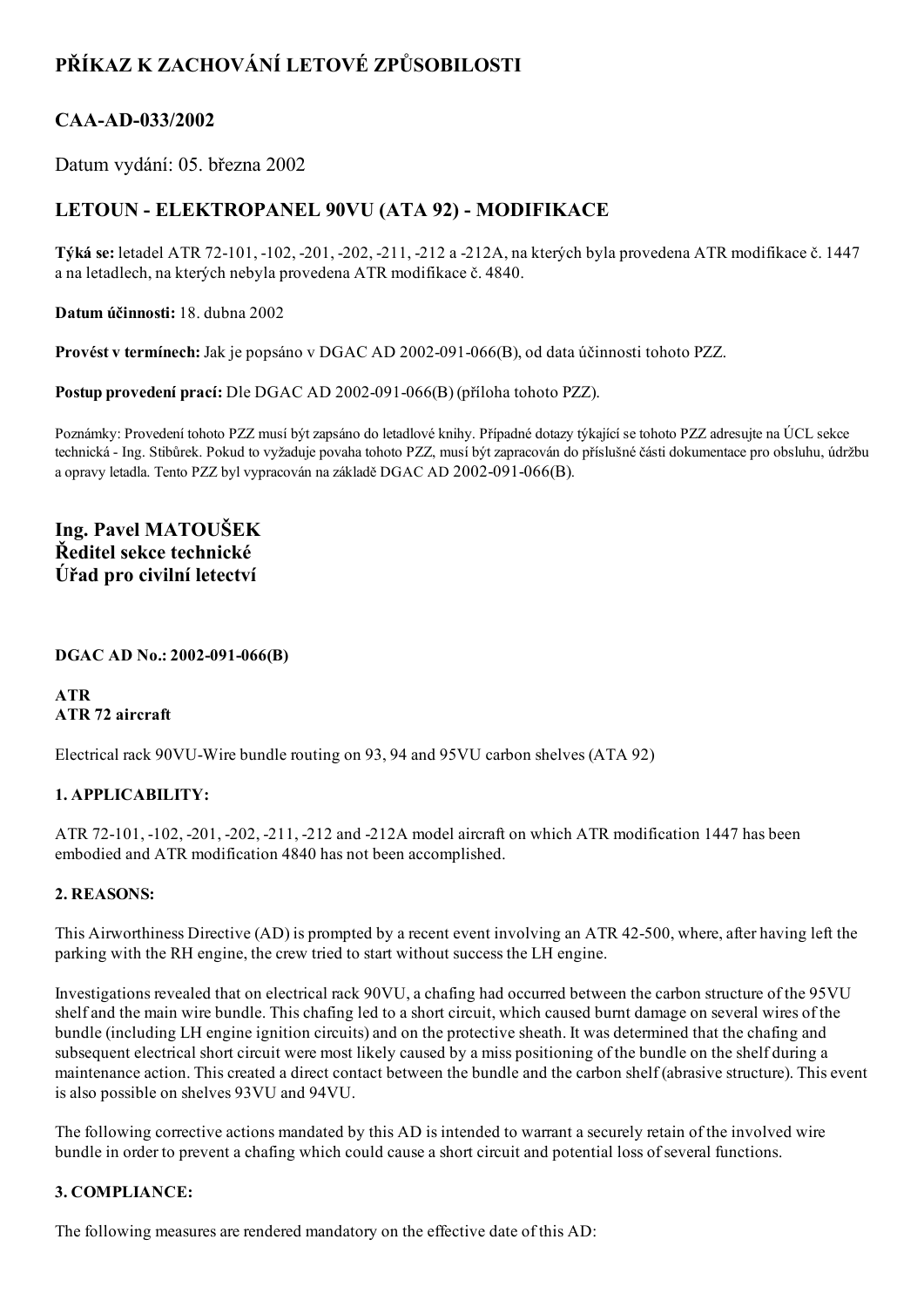# PŘÍKAZ K ZACHOVÁNÍ LETOVÉ ZPŮSOBILOSTI

## CAA-AD-033/2002

Datum vydání: 05. března 2002

## LETOUN - ELEKTROPANEL 90VU (ATA 92) - MODIFIKACE

**Týká se:** letadel ATR 72-101, -102, -201, -202, -211, -212 a -212A, na kterých byla provedena ATR modifikace č. 1447 a na letadlech, na kterých nebyla provedena ATR modifikace č. 4840.

**Datum účinnosti:** 18. dubna 2002

**Provést v termínech:** Jak je popsáno v DGAC AD 2002-091-066(B), od data účinnosti tohoto PZZ.

**Postup provedení prací:** Dle DGAC AD 2002-091-066(B) (příloha tohoto PZZ).

Poznámky: Provedení tohoto PZZ musí být zapsáno do letadlové knihy. Případné dotazy týkající se tohoto PZZ adresujte na ÚCL sekce technická - Ing. Stibůrek. Pokud to vyžaduje povaha tohoto PZZ, musí být zapracován do příslušné části dokumentace pro obsluhu, údržbu a opravy letadla. Tento PZZ byl vypracován na základě DGAC AD 2002-091-066(B).

**Ing. Pavel MATOUŠEK**
**Ředitel sekce technické**
**Úřad pro civilní letectví**

**DGAC AD No.: 2002-091-066(B)**

**ATR**
**ATR 72 aircraft**

Electrical rack 90VU-Wire bundle routing on 93, 94 and 95VU carbon shelves (ATA 92)

**1. APPLICABILITY:**

ATR 72-101, -102, -201, -202, -211, -212 and -212A model aircraft on which ATR modification 1447 has been embodied and ATR modification 4840 has not been accomplished.

**2. REASONS:**

This Airworthiness Directive (AD) is prompted by a recent event involving an ATR 42-500, where, after having left the parking with the RH engine, the crew tried to start without success the LH engine.

Investigations revealed that on electrical rack 90VU, a chafing had occurred between the carbon structure of the 95VU shelf and the main wire bundle. This chafing led to a short circuit, which caused burnt damage on several wires of the bundle (including LH engine ignition circuits) and on the protective sheath. It was determined that the chafing and subsequent electrical short circuit were most likely caused by a miss positioning of the bundle on the shelf during a maintenance action. This created a direct contact between the bundle and the carbon shelf (abrasive structure). This event is also possible on shelves 93VU and 94VU.

The following corrective actions mandated by this AD is intended to warrant a securely retain of the involved wire bundle in order to prevent a chafing which could cause a short circuit and potential loss of several functions.

**3. COMPLIANCE:**

The following measures are rendered mandatory on the effective date of this AD: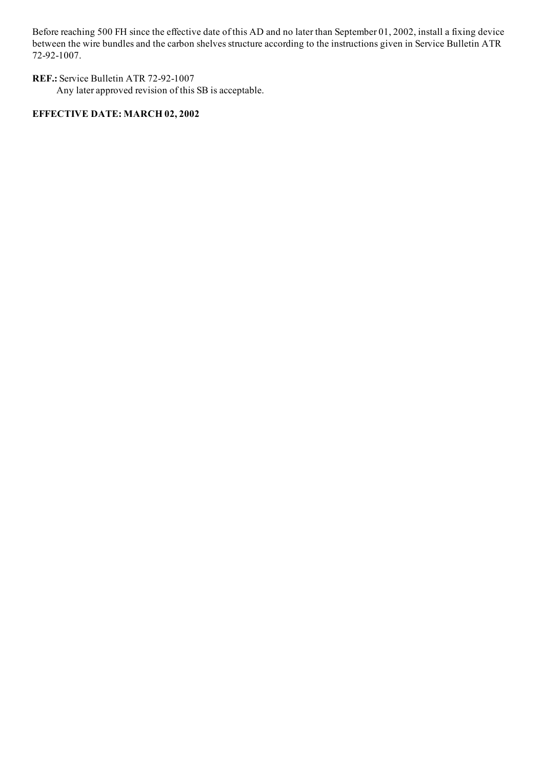Before reaching 500 FH since the effective date of this AD and no later than September 01, 2002, install a fixing device between the wire bundles and the carbon shelves structure according to the instructions given in Service Bulletin ATR 72-92-1007.

**REF.:** Service Bulletin ATR 72-92-1007
Any later approved revision of this SB is acceptable.

**EFFECTIVE DATE: MARCH 02, 2002**